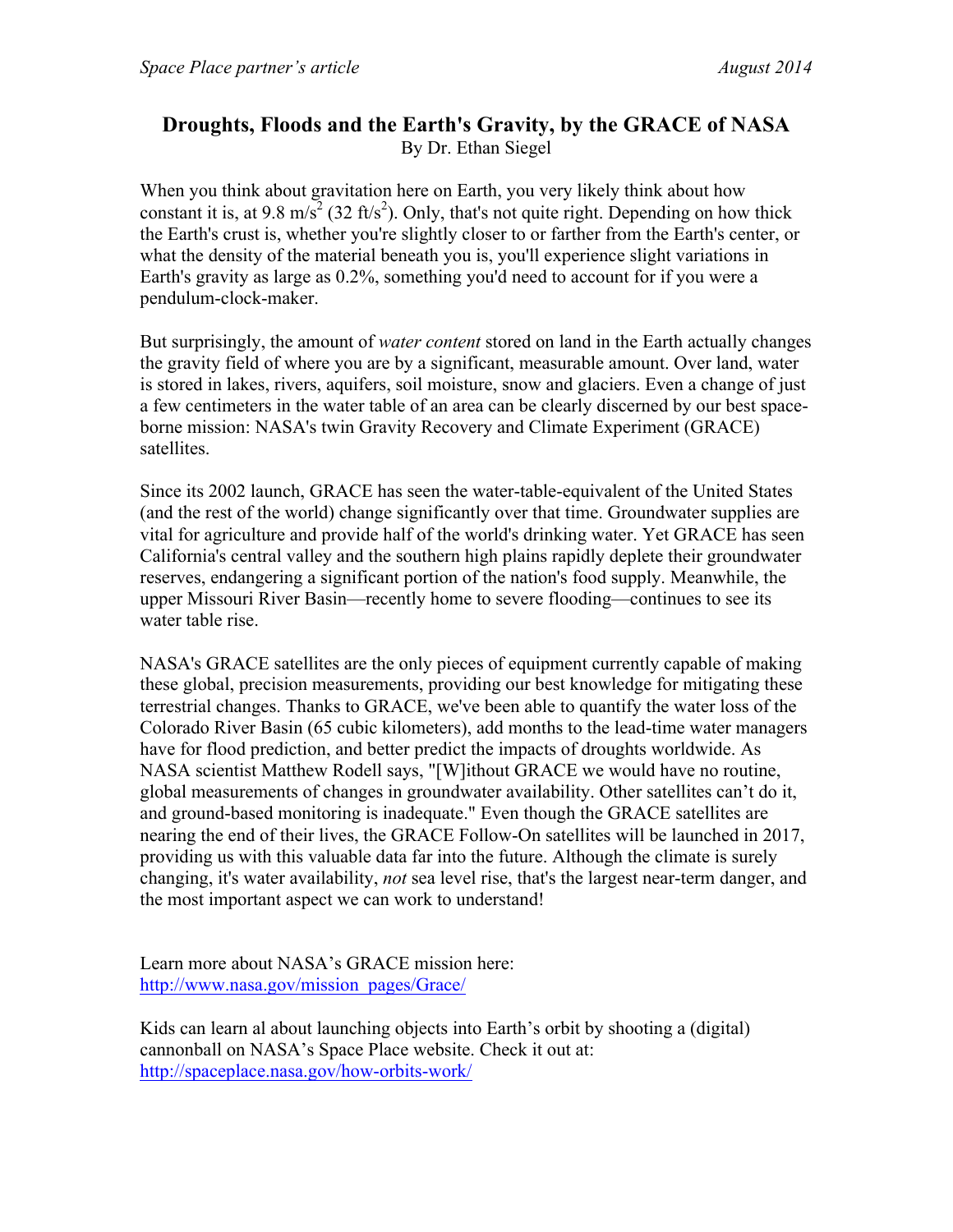# Droughts, Floods and the Earth's Gravity, by the GRACE of NASA

By Dr. Ethan Siegel

When you think about gravitation here on Earth, you very likely think about how constant it is, at 9.8 $m/s^2$ (32 $ft/s^2$). Only, that's not quite right. Depending on how thick the Earth's crust is, whether you're slightly closer to or farther from the Earth's center, or what the density of the material beneath you is, you'll experience slight variations in Earth's gravity as large as 0.2%, something you'd need to account for if you were a pendulum-clock-maker.

But surprisingly, the amount of *water content* stored on land in the Earth actually changes the gravity field of where you are by a significant, measurable amount. Over land, water is stored in lakes, rivers, aquifers, soil moisture, snow and glaciers. Even a change of just a few centimeters in the water table of an area can be clearly discerned by our best space-borne mission: NASA's twin Gravity Recovery and Climate Experiment (GRACE) satellites.

Since its 2002 launch, GRACE has seen the water-table-equivalent of the United States (and the rest of the world) change significantly over that time. Groundwater supplies are vital for agriculture and provide half of the world's drinking water. Yet GRACE has seen California's central valley and the southern high plains rapidly deplete their groundwater reserves, endangering a significant portion of the nation's food supply. Meanwhile, the upper Missouri River Basin—recently home to severe flooding—continues to see its water table rise.

NASA's GRACE satellites are the only pieces of equipment currently capable of making these global, precision measurements, providing our best knowledge for mitigating these terrestrial changes. Thanks to GRACE, we've been able to quantify the water loss of the Colorado River Basin (65 cubic kilometers), add months to the lead-time water managers have for flood prediction, and better predict the impacts of droughts worldwide. As NASA scientist Matthew Rodell says, "[W]ithout GRACE we would have no routine, global measurements of changes in groundwater availability. Other satellites can't do it, and ground-based monitoring is inadequate." Even though the GRACE satellites are nearing the end of their lives, the GRACE Follow-On satellites will be launched in 2017, providing us with this valuable data far into the future. Although the climate is surely changing, it's water availability, *not* sea level rise, that's the largest near-term danger, and the most important aspect we can work to understand!

Learn more about NASA's GRACE mission here: http://www.nasa.gov/mission_pages/Grace/

Kids can learn al about launching objects into Earth's orbit by shooting a (digital) cannonball on NASA's Space Place website. Check it out at: http://spaceplace.nasa.gov/how-orbits-work/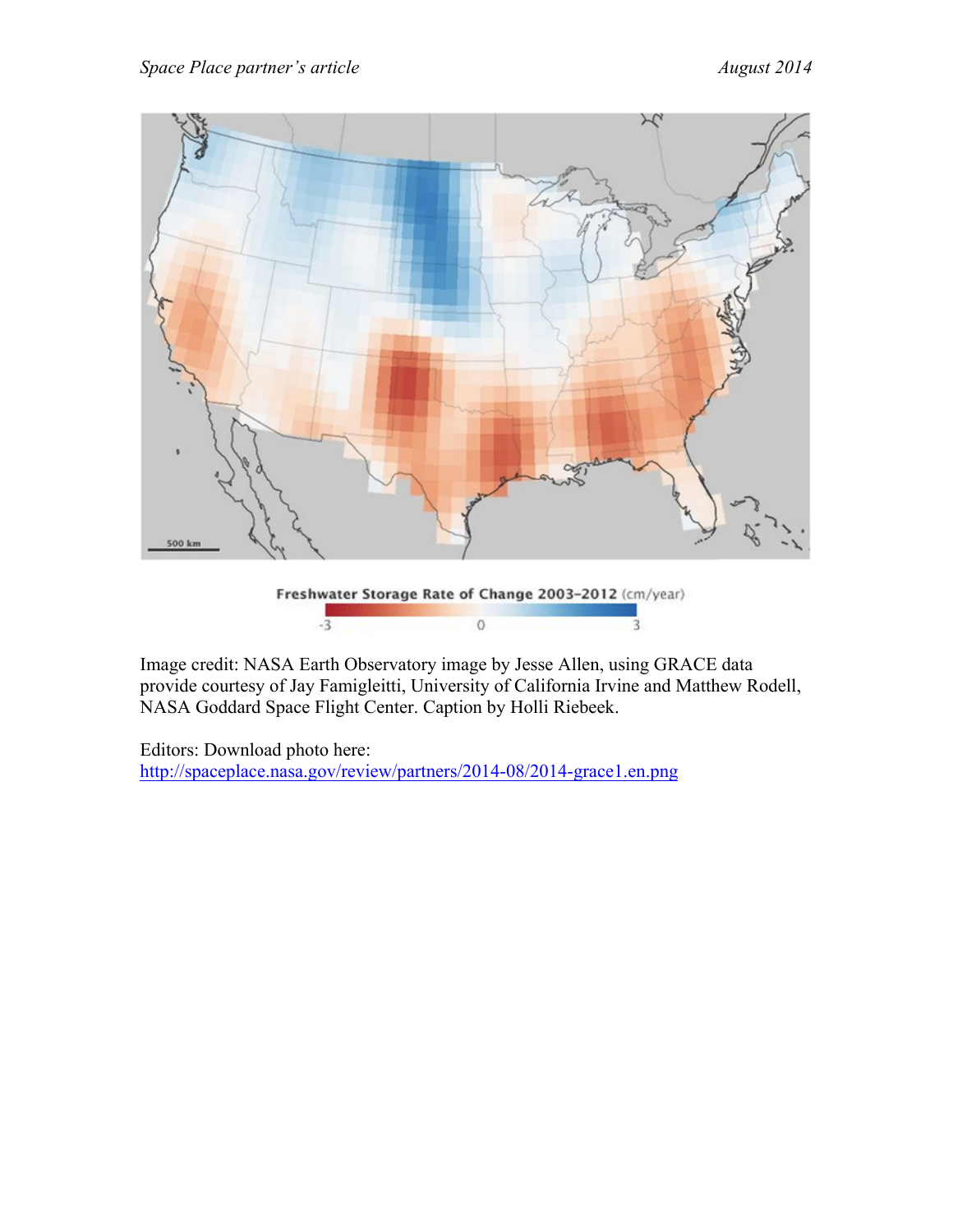Freshwater Storage Rate of Change 2003–2012 (cm/year)

-3

0

3

500 km

Image credit: NASA Earth Observatory image by Jesse Allen, using GRACE data provide courtesy of Jay Famiglietti, University of California Irvine and Matthew Rodell, NASA Goddard Space Flight Center. Caption by Holli Riebeek.

Editors: Download photo here:
http://spaceplace.nasa.gov/review/partners/2014-08/2014-grace1.en.png